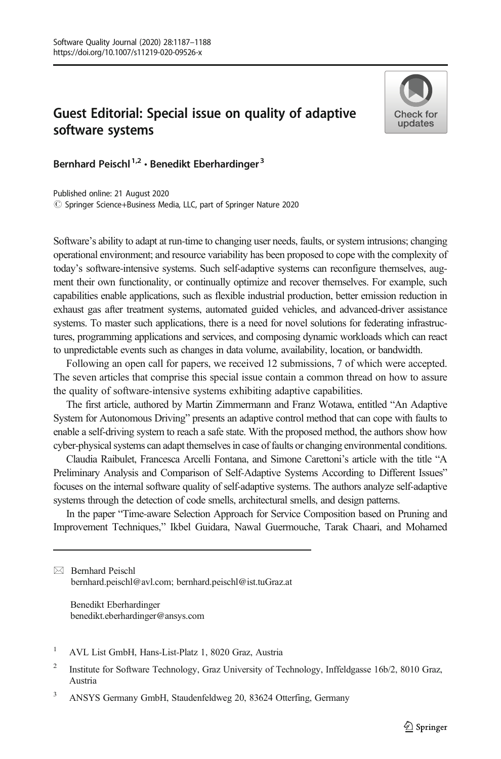# Guest Editorial: Special issue on quality of adaptive software systems

Bernhard Peischl[1,2] · Benedikt Eberhardinger[3]

Published online: 21 August 2020
© Springer Science+Business Media, LLC, part of Springer Nature 2020

Software's ability to adapt at run-time to changing user needs, faults, or system intrusions; changing operational environment; and resource variability has been proposed to cope with the complexity of today's software-intensive systems. Such self-adaptive systems can reconfigure themselves, augment their own functionality, or continually optimize and recover themselves. For example, such capabilities enable applications, such as flexible industrial production, better emission reduction in exhaust gas after treatment systems, automated guided vehicles, and advanced-driver assistance systems. To master such applications, there is a need for novel solutions for federating infrastructures, programming applications and services, and composing dynamic workloads which can react to unpredictable events such as changes in data volume, availability, location, or bandwidth.

Following an open call for papers, we received 12 submissions, 7 of which were accepted. The seven articles that comprise this special issue contain a common thread on how to assure the quality of software-intensive systems exhibiting adaptive capabilities.

The first article, authored by Martin Zimmermann and Franz Wotawa, entitled "An Adaptive System for Autonomous Driving" presents an adaptive control method that can cope with faults to enable a self-driving system to reach a safe state. With the proposed method, the authors show how cyber-physical systems can adapt themselves in case of faults or changing environmental conditions.

Claudia Raibulet, Francesca Arcelli Fontana, and Simone Carettoni's article with the title "A Preliminary Analysis and Comparison of Self-Adaptive Systems According to Different Issues" focuses on the internal software quality of self-adaptive systems. The authors analyze self-adaptive systems through the detection of code smells, architectural smells, and design patterns.

In the paper "Time-aware Selection Approach for Service Composition based on Pruning and Improvement Techniques," Ikbel Guidara, Nawal Guermouche, Tarak Chaari, and Mohamed

---

✉ Bernhard Peischl
bernhard.peischl@avl.com; bernhard.peischl@ist.tuGraz.at

Benedikt Eberhardinger
benedikt.eberhardinger@ansys.com

[1] AVL List GmbH, Hans-List-Platz 1, 8020 Graz, Austria

[2] Institute for Software Technology, Graz University of Technology, Inffeldgasse 16b/2, 8010 Graz, Austria

[3] ANSYS Germany GmbH, Staudenfeldweg 20, 83624 Otterfing, Germany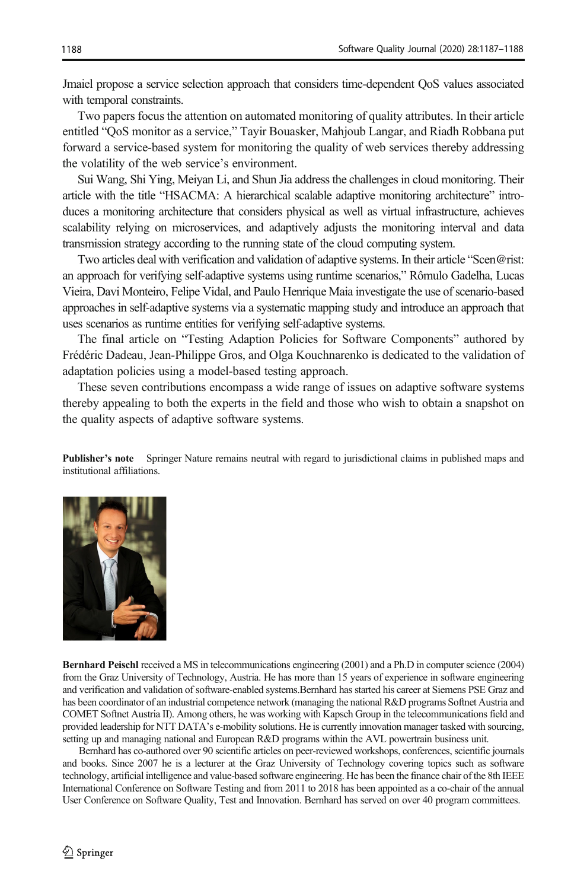Jmaiel propose a service selection approach that considers time-dependent QoS values associated with temporal constraints.

Two papers focus the attention on automated monitoring of quality attributes. In their article entitled "QoS monitor as a service," Tayir Bouasker, Mahjoub Langar, and Riadh Robbana put forward a service-based system for monitoring the quality of web services thereby addressing the volatility of the web service's environment.

Sui Wang, Shi Ying, Meiyan Li, and Shun Jia address the challenges in cloud monitoring. Their article with the title "HSACMA: A hierarchical scalable adaptive monitoring architecture" introduces a monitoring architecture that considers physical as well as virtual infrastructure, achieves scalability relying on microservices, and adaptively adjusts the monitoring interval and data transmission strategy according to the running state of the cloud computing system.

Two articles deal with verification and validation of adaptive systems. In their article "Scen@rist: an approach for verifying self-adaptive systems using runtime scenarios," Rômulo Gadelha, Lucas Vieira, Davi Monteiro, Felipe Vidal, and Paulo Henrique Maia investigate the use of scenario-based approaches in self-adaptive systems via a systematic mapping study and introduce an approach that uses scenarios as runtime entities for verifying self-adaptive systems.

The final article on "Testing Adaption Policies for Software Components" authored by Frédéric Dadeau, Jean-Philippe Gros, and Olga Kouchnarenko is dedicated to the validation of adaptation policies using a model-based testing approach.

These seven contributions encompass a wide range of issues on adaptive software systems thereby appealing to both the experts in the field and those who wish to obtain a snapshot on the quality aspects of adaptive software systems.

**Publisher's note** Springer Nature remains neutral with regard to jurisdictional claims in published maps and institutional affiliations.

**Bernhard Peischl** received a MS in telecommunications engineering (2001) and a Ph.D in computer science (2004) from the Graz University of Technology, Austria. He has more than 15 years of experience in software engineering and verification and validation of software-enabled systems.Bernhard has started his career at Siemens PSE Graz and has been coordinator of an industrial competence network (managing the national R&D programs Softnet Austria and COMET Softnet Austria II). Among others, he was working with Kapsch Group in the telecommunications field and provided leadership for NTT DATA's e-mobility solutions. He is currently innovation manager tasked with sourcing, setting up and managing national and European R&D programs within the AVL powertrain business unit.

Bernhard has co-authored over 90 scientific articles on peer-reviewed workshops, conferences, scientific journals and books. Since 2007 he is a lecturer at the Graz University of Technology covering topics such as software technology, artificial intelligence and value-based software engineering. He has been the finance chair of the 8th IEEE International Conference on Software Testing and from 2011 to 2018 has been appointed as a co-chair of the annual User Conference on Software Quality, Test and Innovation. Bernhard has served on over 40 program committees.